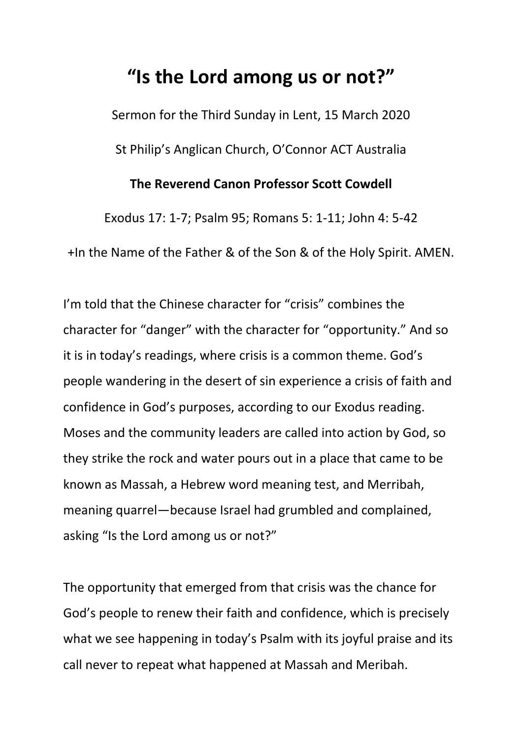# "Is the Lord among us or not?"

Sermon for the Third Sunday in Lent, 15 March 2020

St Philip's Anglican Church, O'Connor ACT Australia

**The Reverend Canon Professor Scott Cowdell**

Exodus 17: 1-7; Psalm 95; Romans 5: 1-11; John 4: 5-42

+In the Name of the Father & of the Son & of the Holy Spirit. AMEN.

I'm told that the Chinese character for "crisis" combines the character for "danger" with the character for "opportunity." And so it is in today's readings, where crisis is a common theme. God's people wandering in the desert of sin experience a crisis of faith and confidence in God's purposes, according to our Exodus reading. Moses and the community leaders are called into action by God, so they strike the rock and water pours out in a place that came to be known as Massah, a Hebrew word meaning test, and Merribah, meaning quarrel—because Israel had grumbled and complained, asking "Is the Lord among us or not?"

The opportunity that emerged from that crisis was the chance for God's people to renew their faith and confidence, which is precisely what we see happening in today's Psalm with its joyful praise and its call never to repeat what happened at Massah and Meribah.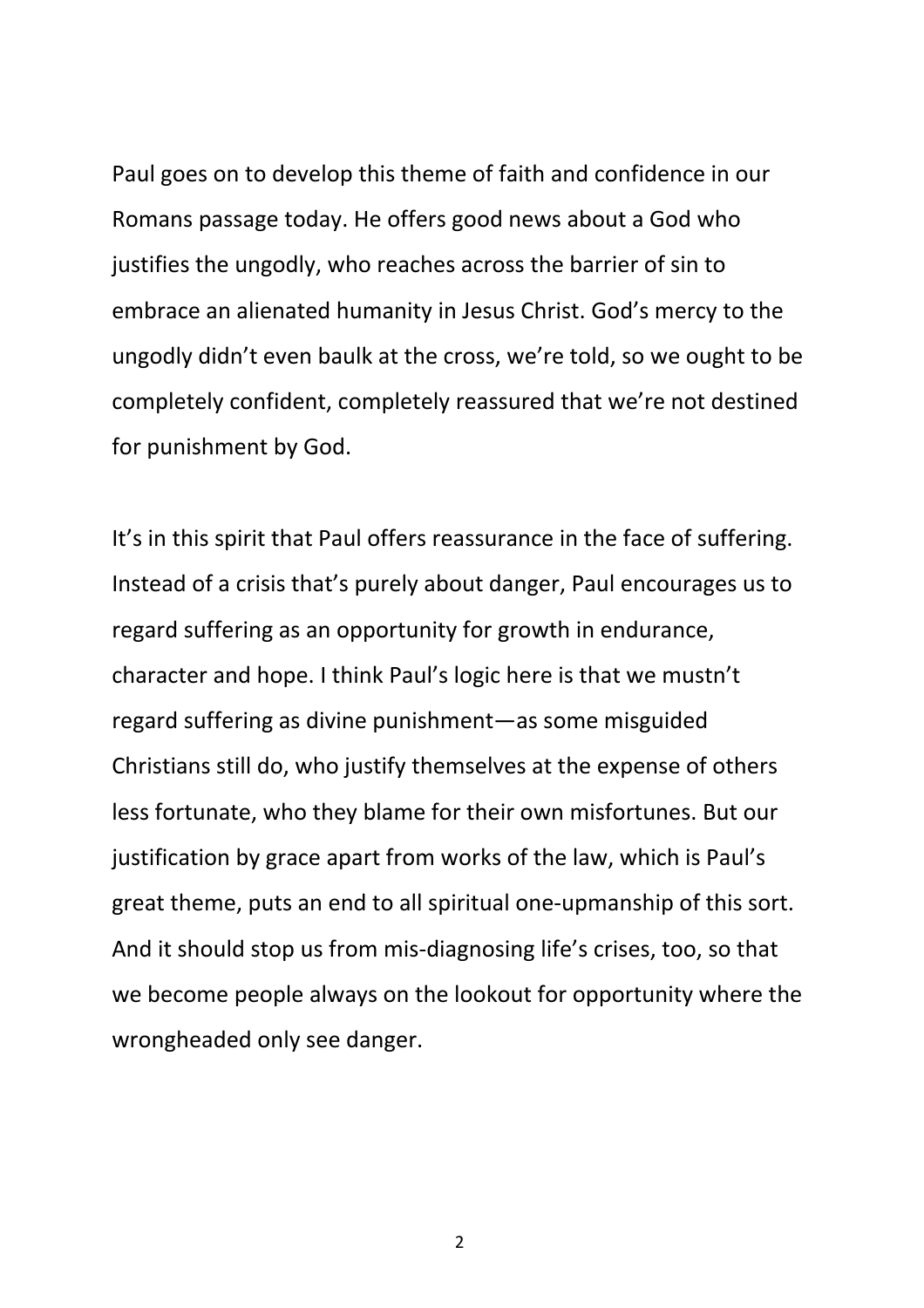Paul goes on to develop this theme of faith and confidence in our Romans passage today. He offers good news about a God who justifies the ungodly, who reaches across the barrier of sin to embrace an alienated humanity in Jesus Christ. God's mercy to the ungodly didn't even baulk at the cross, we're told, so we ought to be completely confident, completely reassured that we're not destined for punishment by God.

It's in this spirit that Paul offers reassurance in the face of suffering. Instead of a crisis that's purely about danger, Paul encourages us to regard suffering as an opportunity for growth in endurance, character and hope. I think Paul's logic here is that we mustn't regard suffering as divine punishment—as some misguided Christians still do, who justify themselves at the expense of others less fortunate, who they blame for their own misfortunes. But our justification by grace apart from works of the law, which is Paul's great theme, puts an end to all spiritual one-upmanship of this sort. And it should stop us from mis-diagnosing life's crises, too, so that we become people always on the lookout for opportunity where the wrongheaded only see danger.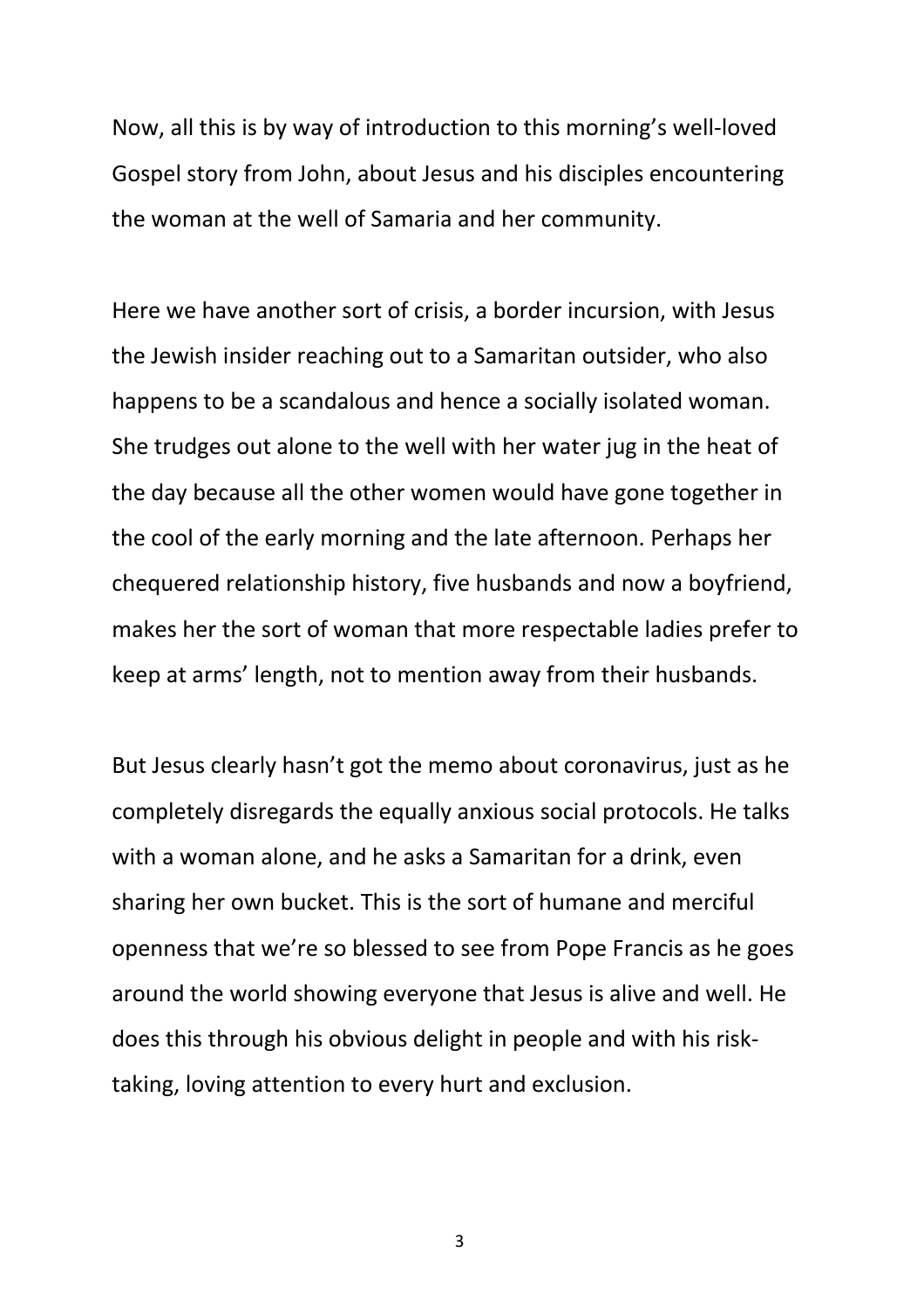Now, all this is by way of introduction to this morning's well-loved Gospel story from John, about Jesus and his disciples encountering the woman at the well of Samaria and her community.

Here we have another sort of crisis, a border incursion, with Jesus the Jewish insider reaching out to a Samaritan outsider, who also happens to be a scandalous and hence a socially isolated woman. She trudges out alone to the well with her water jug in the heat of the day because all the other women would have gone together in the cool of the early morning and the late afternoon. Perhaps her chequered relationship history, five husbands and now a boyfriend, makes her the sort of woman that more respectable ladies prefer to keep at arms' length, not to mention away from their husbands.

But Jesus clearly hasn't got the memo about coronavirus, just as he completely disregards the equally anxious social protocols. He talks with a woman alone, and he asks a Samaritan for a drink, even sharing her own bucket. This is the sort of humane and merciful openness that we're so blessed to see from Pope Francis as he goes around the world showing everyone that Jesus is alive and well. He does this through his obvious delight in people and with his risk-taking, loving attention to every hurt and exclusion.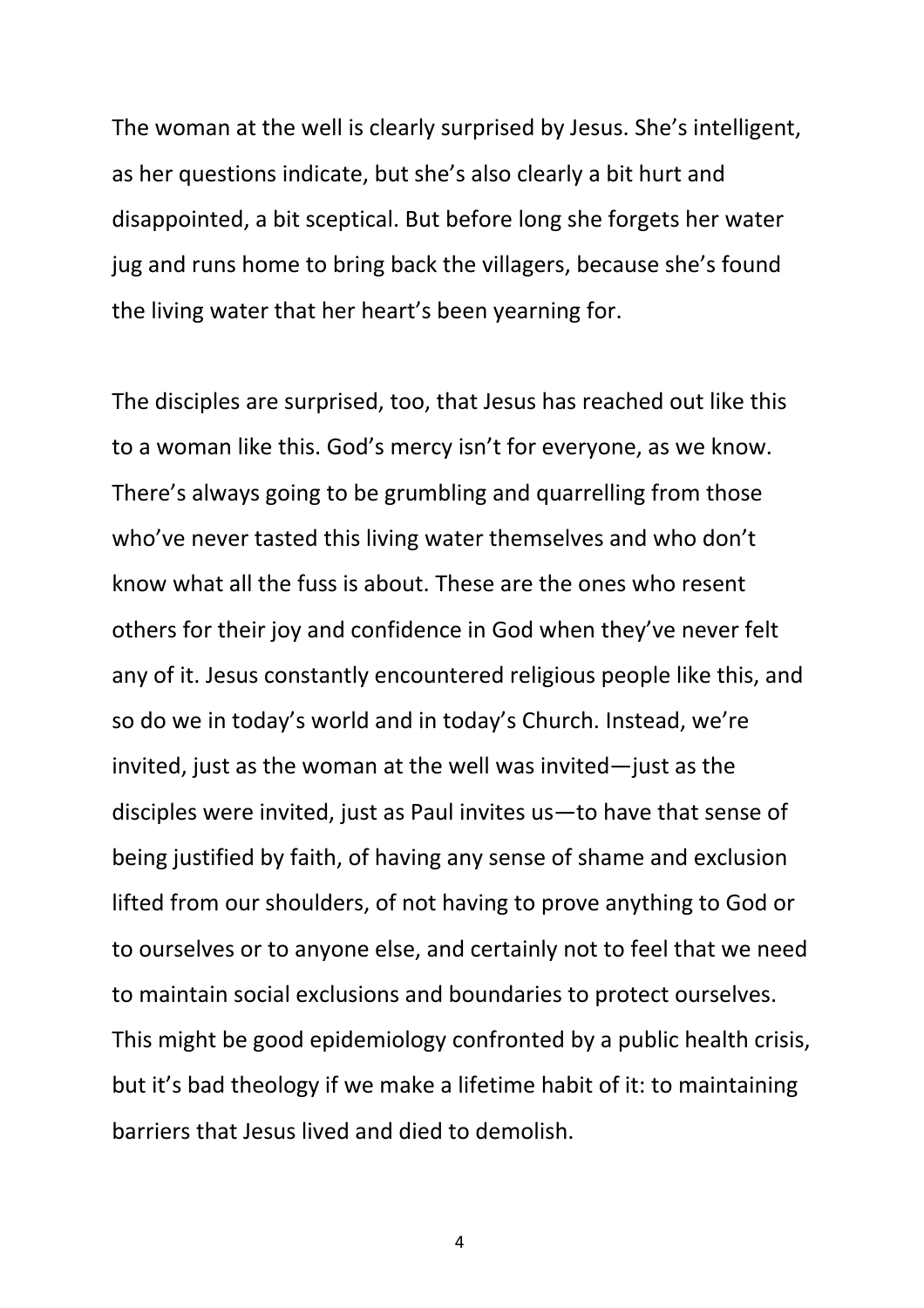The woman at the well is clearly surprised by Jesus. She's intelligent, as her questions indicate, but she's also clearly a bit hurt and disappointed, a bit sceptical. But before long she forgets her water jug and runs home to bring back the villagers, because she's found the living water that her heart's been yearning for.

The disciples are surprised, too, that Jesus has reached out like this to a woman like this. God's mercy isn't for everyone, as we know. There's always going to be grumbling and quarrelling from those who've never tasted this living water themselves and who don't know what all the fuss is about. These are the ones who resent others for their joy and confidence in God when they've never felt any of it. Jesus constantly encountered religious people like this, and so do we in today's world and in today's Church. Instead, we're invited, just as the woman at the well was invited—just as the disciples were invited, just as Paul invites us—to have that sense of being justified by faith, of having any sense of shame and exclusion lifted from our shoulders, of not having to prove anything to God or to ourselves or to anyone else, and certainly not to feel that we need to maintain social exclusions and boundaries to protect ourselves. This might be good epidemiology confronted by a public health crisis, but it's bad theology if we make a lifetime habit of it: to maintaining barriers that Jesus lived and died to demolish.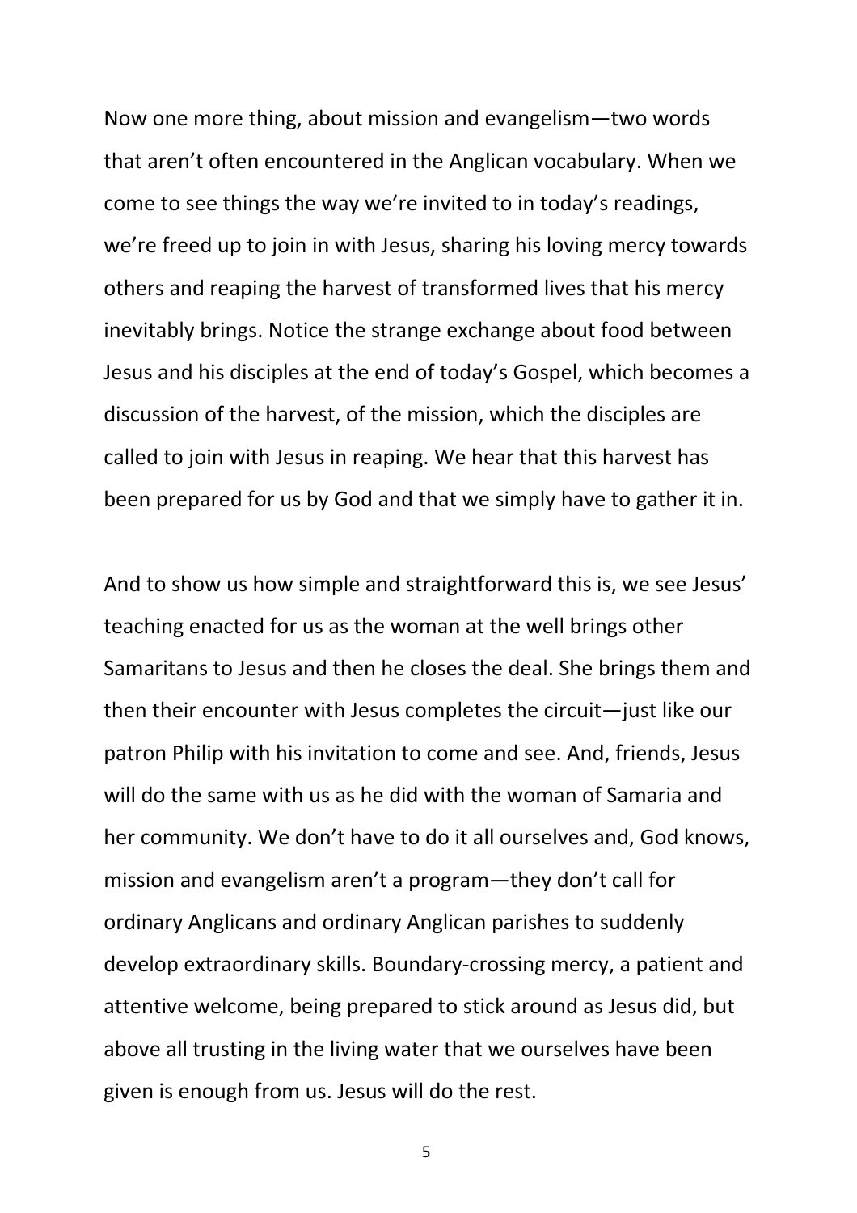Now one more thing, about mission and evangelism—two words that aren't often encountered in the Anglican vocabulary. When we come to see things the way we're invited to in today's readings, we're freed up to join in with Jesus, sharing his loving mercy towards others and reaping the harvest of transformed lives that his mercy inevitably brings. Notice the strange exchange about food between Jesus and his disciples at the end of today's Gospel, which becomes a discussion of the harvest, of the mission, which the disciples are called to join with Jesus in reaping. We hear that this harvest has been prepared for us by God and that we simply have to gather it in.

And to show us how simple and straightforward this is, we see Jesus' teaching enacted for us as the woman at the well brings other Samaritans to Jesus and then he closes the deal. She brings them and then their encounter with Jesus completes the circuit—just like our patron Philip with his invitation to come and see. And, friends, Jesus will do the same with us as he did with the woman of Samaria and her community. We don't have to do it all ourselves and, God knows, mission and evangelism aren't a program—they don't call for ordinary Anglicans and ordinary Anglican parishes to suddenly develop extraordinary skills. Boundary-crossing mercy, a patient and attentive welcome, being prepared to stick around as Jesus did, but above all trusting in the living water that we ourselves have been given is enough from us. Jesus will do the rest.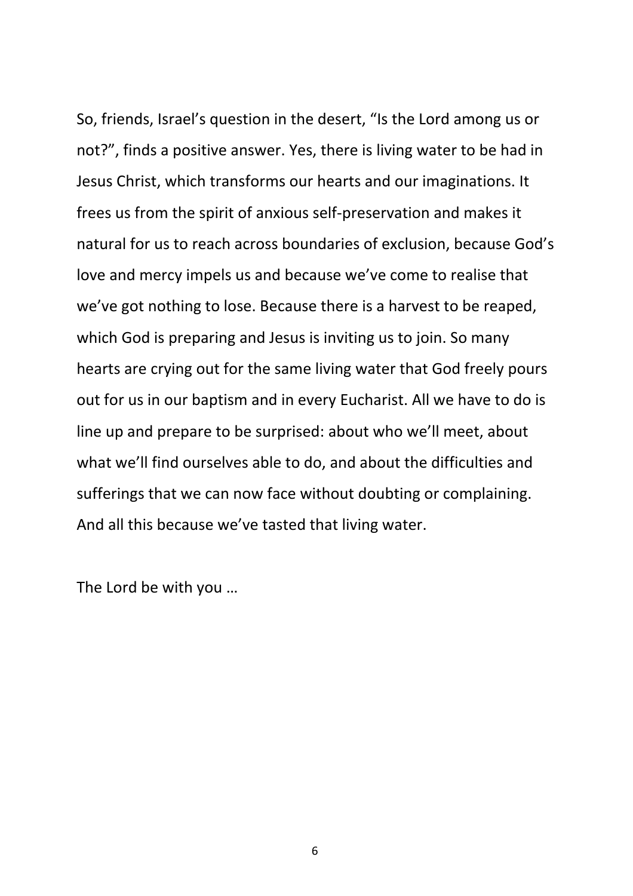So, friends, Israel’s question in the desert, “Is the Lord among us or not?”, finds a positive answer. Yes, there is living water to be had in Jesus Christ, which transforms our hearts and our imaginations. It frees us from the spirit of anxious self-preservation and makes it natural for us to reach across boundaries of exclusion, because God’s love and mercy impels us and because we’ve come to realise that we’ve got nothing to lose. Because there is a harvest to be reaped, which God is preparing and Jesus is inviting us to join. So many hearts are crying out for the same living water that God freely pours out for us in our baptism and in every Eucharist. All we have to do is line up and prepare to be surprised: about who we’ll meet, about what we’ll find ourselves able to do, and about the difficulties and sufferings that we can now face without doubting or complaining. And all this because we’ve tasted that living water.

The Lord be with you …